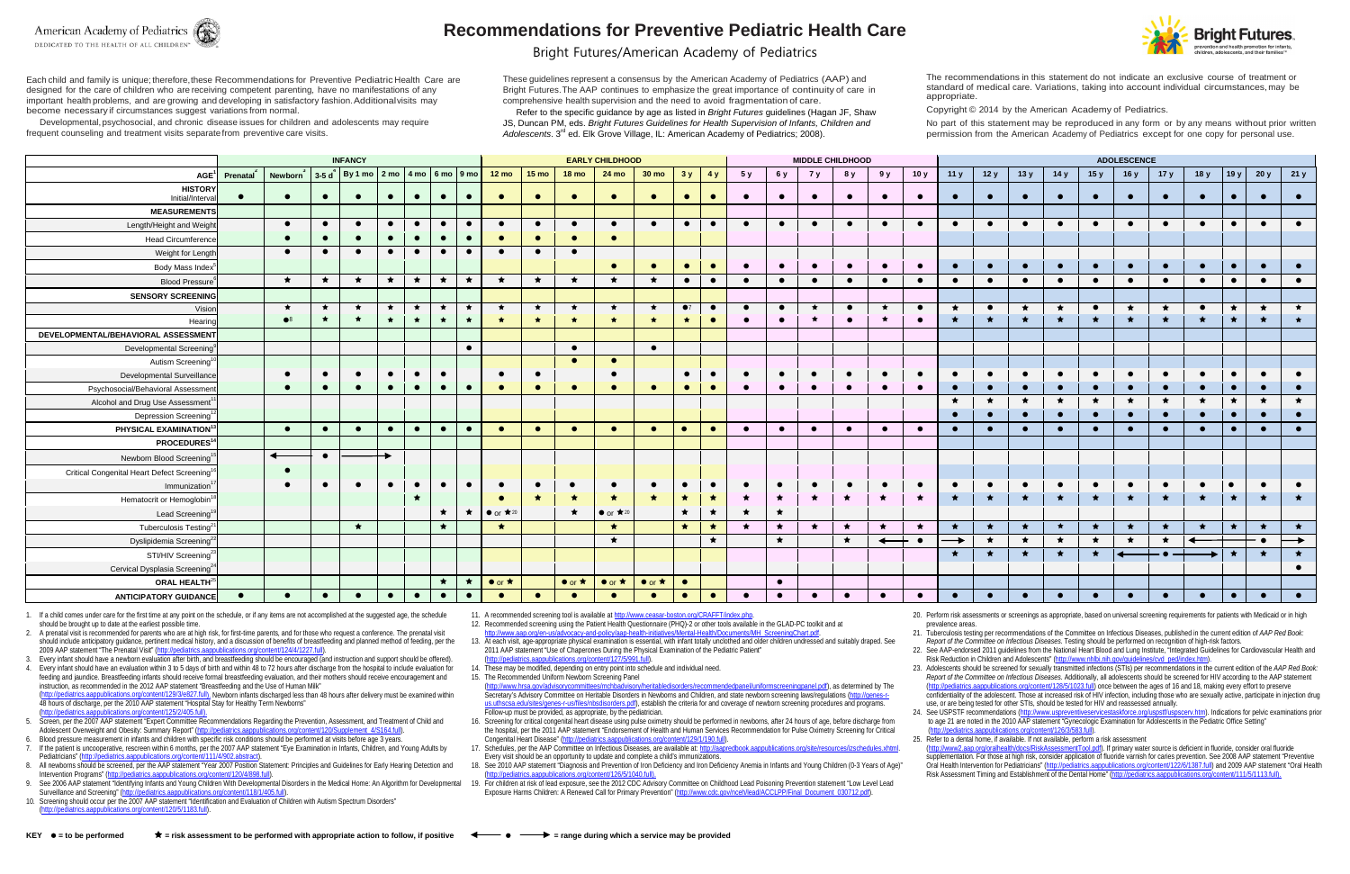# Recommendations for Preventive Pediatric Health Care

## Bright Futures/American Academy of Pediatrics

American Academy of Pediatrics
DEDICATED TO THE HEALTH OF ALL CHILDREN™

Bright Futures. prevention and health promotion for infants, children, adolescents, and their families™

Each child and family is unique; therefore, these Recommendations for Preventive Pediatric Health Care are designed for the care of children who are receiving competent parenting, have no manifestations of any important health problems, and are growing and developing in satisfactory fashion. Additional visits may become necessary if circumstances suggest variations from normal.

Developmental, psychosocial, and chronic disease issues for children and adolescents may require frequent counseling and treatment visits separate from preventive care visits.

These guidelines represent a consensus by the American Academy of Pediatrics (AAP) and Bright Futures. The AAP continues to emphasize the great importance of continuity of care in comprehensive health supervision and the need to avoid fragmentation of care.

Refer to the specific guidance by age as listed in *Bright Futures* guidelines (Hagan JF, Shaw JS, Duncan PM, eds. *Bright Futures Guidelines for Health Supervision of Infants, Children and Adolescents*. 3rd ed. Elk Grove Village, IL: American Academy of Pediatrics; 2008).

The recommendations in this statement do not indicate an exclusive course of treatment or standard of medical care. Variations, taking into account individual circumstances, may be appropriate.

Copyright © 2014 by the American Academy of Pediatrics.

No part of this statement may be reproduced in any form or by any means without prior written permission from the American Academy of Pediatrics except for one copy for personal use.

| | INFANCY | | | | | | | | EARLY CHILDHOOD | | | | | | | MIDDLE CHILDHOOD | | | | | | ADOLESCENCE | | | | | | | | | | |
|---|---|---|---|---|---|---|---|---|---|---|---|---|---|---|---|---|---|---|---|---|---|---|---|---|---|---|---|---|---|---|---|---|
| **AGE**[1] | Prenatal[2] | Newborn[3] | 3-5 d[4] | By 1 mo | 2 mo | 4 mo | 6 mo | 9 mo | 12 mo | 15 mo | 18 mo | 24 mo | 30 mo | 3 y | 4 y | 5 y | 6 y | 7 y | 8 y | 9 y | 10 y | 11 y | 12 y | 13 y | 14 y | 15 y | 16 y | 17 y | 18 y | 19 y | 20 y | 21 y |
| **HISTORY** Initial/Interval | ● | ● | ● | ● | ● | ● | ● | ● | ● | ● | ● | ● | ● | ● | ● | ● | ● | ● | ● | ● | ● | ● | ● | ● | ● | ● | ● | ● | ● | ● | ● | ● |
| **MEASUREMENTS** | | | | | | | | | | | | | | | | | | | | | | | | | | | | | | | | |
| Length/Height and Weight | | ● | ● | ● | ● | ● | ● | ● | ● | ● | ● | ● | ● | ● | ● | ● | ● | ● | ● | ● | ● | ● | ● | ● | ● | ● | ● | ● | ● | ● | ● | ● |
| Head Circumference | | ● | ● | ● | ● | ● | ● | ● | ● | ● | ● | ● | | | | | | | | | | | | | | | | | | | | |
| Weight for Length | | ● | ● | ● | ● | ● | ● | ● | ● | ● | ● | | | | | | | | | | | | | | | | | | | | | |
| Body Mass Index[5] | | | | | | | | | | | | ● | ● | ● | ● | ● | ● | ● | ● | ● | ● | ● | ● | ● | ● | ● | ● | ● | ● | ● | ● | ● |
| Blood Pressure[6] | | ★ | ★ | ★ | ★ | ★ | ★ | ★ | ★ | ★ | ★ | ★ | ★ | ● | ● | ● | ● | ● | ● | ● | ● | ● | ● | ● | ● | ● | ● | ● | ● | ● | ● | ● |
| **SENSORY SCREENING** | | | | | | | | | | | | | | | | | | | | | | | | | | | | | | | | |
| Vision | | ★ | ★ | ★ | ★ | ★ | ★ | ★ | ★ | ★ | ★ | ★ | ★ | ●[7] | ● | ● | ● | ★ | ● | ★ | ● | ★ | ● | ★ | ★ | ● | ★ | ★ | ● | ★ | ★ | ★ |
| Hearing | | ●[8] | ★ | ★ | ★ | ★ | ★ | ★ | ★ | ★ | ★ | ★ | ★ | ★ | ● | ● | ● | ★ | ● | ★ | ● | ★ | ★ | ★ | ★ | ★ | ★ | ★ | ★ | ★ | ★ | ★ |
| **DEVELOPMENTAL/BEHAVIORAL ASSESSMENT** | | | | | | | | | | | | | | | | | | | | | | | | | | | | | | | | |
| Developmental Screening[9] | | | | | | | | ● | | | ● | | ● | | | | | | | | | | | | | | | | | | | |
| Autism Screening[10] | | | | | | | | | | | ● | ● | | | | | | | | | | | | | | | | | | | | |
| Developmental Surveillance | | ● | ● | ● | ● | ● | ● | | ● | ● | | ● | | ● | ● | ● | ● | ● | ● | ● | ● | ● | ● | ● | ● | ● | ● | ● | ● | ● | ● | ● |
| Psychosocial/Behavioral Assessment | | ● | ● | ● | ● | ● | ● | ● | ● | ● | ● | ● | ● | ● | ● | ● | ● | ● | ● | ● | ● | ● | ● | ● | ● | ● | ● | ● | ● | ● | ● | ● |
| Alcohol and Drug Use Assessment[11] | | | | | | | | | | | | | | | | | | | | | | ★ | ★ | ★ | ★ | ★ | ★ | ★ | ★ | ★ | ★ | ★ |
| Depression Screening[12] | | | | | | | | | | | | | | | | | | | | | | ● | ● | ● | ● | ● | ● | ● | ● | ● | ● | ● |
| **PHYSICAL EXAMINATION**[13] | | ● | ● | ● | ● | ● | ● | ● | ● | ● | ● | ● | ● | ● | ● | ● | ● | ● | ● | ● | ● | ● | ● | ● | ● | ● | ● | ● | ● | ● | ● | ● |
| **PROCEDURES**[14] | | | | | | | | | | | | | | | | | | | | | | | | | | | | | | | | |
| Newborn Blood Screening[15] | | ←—— | ● | ———— | ——→ | | | | | | | | | | | | | | | | | | | | | | | | | | | |
| Critical Congenital Heart Defect Screening[16] | | ● | | | | | | | | | | | | | | | | | | | | | | | | | | | | | | |
| Immunization[17] | | ● | ● | ● | ● | ● | ● | ● | ● | ● | ● | ● | ● | ● | ● | ● | ● | ● | ● | ● | ● | ● | ● | ● | ● | ● | ● | ● | ● | ● | ● | ● |
| Hematocrit or Hemoglobin[18] | | | | | | ★ | | | ● | ★ | ★ | ★ | ★ | ★ | ★ | ★ | ★ | ★ | ★ | ★ | ★ | ★ | ★ | ★ | ★ | ★ | ★ | ★ | ★ | ★ | ★ | ★ |
| Lead Screening[19] | | | | | | | ★ | ★ | ● or ★[20] | | ★ | ● or ★[20] | | ★ | ★ | ★ | ★ | | | | | | | | | | | | | | | |
| Tuberculosis Testing[21] | | | | ★ | | | ★ | | ★ | | | ★ | | ★ | ★ | ★ | ★ | ★ | ★ | ★ | ★ | ★ | ★ | ★ | ★ | ★ | ★ | ★ | ★ | ★ | ★ | ★ |
| Dyslipidemia Screening[22] | | | | | | | | | | | | ★ | | | ★ | | ★ | | ★ | ←—— | ● | ——→ | ★ | ★ | ★ | ★ | ★ | ★ | ←—— | ———— | ● | ——→ |
| STI/HIV Screening[23] | | | | | | | | | | | | | | | | | | | | | | ★ | ★ | ★ | ★ | ★ | ←—— | ● | ——→ | ★ | ★ | ★ |
| Cervical Dysplasia Screening[24] | | | | | | | | | | | | | | | | | | | | | | | | | | | | | | | | ● |
| **ORAL HEALTH**[25] | | | | | | | ★ | ★ | ● or ★ | | ● or ★ | ● or ★ | ● or ★ | ● | | | ● | | | | | | | | | | | | | | | |
| **ANTICIPATORY GUIDANCE** | ● | ● | ● | ● | ● | ● | ● | ● | ● | ● | ● | ● | ● | ● | ● | ● | ● | ● | ● | ● | ● | ● | ● | ● | ● | ● | ● | ● | ● | ● | ● | ● |

1. If a child comes under care for the first time at any point on the schedule, or if any items are not accomplished at the suggested age, the schedule should be brought up to date at the earliest possible time.
2. A prenatal visit is recommended for parents who are at high risk, for first-time parents, and for those who request a conference. The prenatal visit should include anticipatory guidance, pertinent medical history, and a discussion of benefits of breastfeeding and planned method of feeding, per the 2009 AAP statement "The Prenatal Visit" (http://pediatrics.aappublications.org/content/124/4/1227.full).
3. Every infant should have a newborn evaluation after birth, and breastfeeding should be encouraged (and instruction and support should be offered).
4. Every infant should have an evaluation within 3 to 5 days of birth and within 48 to 72 hours after discharge from the hospital to include evaluation for feeding and jaundice. Breastfeeding infants should receive formal breastfeeding evaluation, and their mothers should receive encouragement and instruction, as recommended in the 2012 AAP statement "Breastfeeding and the Use of Human Milk" (http://pediatrics.aappublications.org/content/129/3/e827.full). Newborn infants discharged less than 48 hours after delivery must be examined within 48 hours of discharge, per the 2010 AAP statement "Hospital Stay for Healthy Term Newborns" (http://pediatrics.aappublications.org/content/125/2/405.full).
5. Screen, per the 2007 AAP statement "Expert Committee Recommendations Regarding the Prevention, Assessment, and Treatment of Child and Adolescent Overweight and Obesity: Summary Report" (http://pediatrics.aappublications.org/content/120/Supplement_4/S164.full).
6. Blood pressure measurement in infants and children with specific risk conditions should be performed at visits before age 3 years.
7. If the patient is uncooperative, rescreen within 6 months, per the 2007 AAP statement "Eye Examination in Infants, Children, and Young Adults by Pediatricians" (http://pediatrics.aappublications.org/content/111/4/902.abstract).
8. All newborns should be screened, per the AAP statement "Year 2007 Position Statement: Principles and Guidelines for Early Hearing Detection and Intervention Programs" (http://pediatrics.aappublications.org/content/120/4/898.full).
9. See 2006 AAP statement "Identifying Infants and Young Children With Developmental Disorders in the Medical Home: An Algorithm for Developmental Surveillance and Screening" (http://pediatrics.aappublications.org/content/118/1/405.full).
10. Screening should occur per the 2007 AAP statement "Identification and Evaluation of Children with Autism Spectrum Disorders" (http://pediatrics.aappublications.org/content/120/5/1183.full).
11. A recommended screening tool is available at http://www.ceasar-boston.org/CRAFFT/index.php.
12. Recommended screening using the Patient Health Questionnaire (PHQ)-2 or other tools available in the GLAD-PC toolkit and at http://www.aap.org/en-us/advocacy-and-policy/aap-health-initiatives/Mental-Health/Documents/MH_ScreeningChart.pdf.
13. At each visit, age-appropriate physical examination is essential, with infant totally unclothed and older children undressed and suitably draped. See 2011 AAP statement "Use of Chaperones During the Physical Examination of the Pediatric Patient" (http://pediatrics.aappublications.org/content/127/5/991.full).
14. These may be modified, depending on entry point into schedule and individual need.
15. The Recommended Uniform Newborn Screening Panel (http://www.hrsa.gov/advisorycommittees/mchbadvisory/heritabledisorders/recommendedpanel/uniformscreeningpanel.pdf), as determined by The Secretary's Advisory Committee on Heritable Disorders in Newborns and Children, and state newborn screening laws/regulations (http://genes-r-us.uthscsa.edu/sites/genes-r-us/files/nbsdisorders.pdf), establish the criteria for and coverage of newborn screening procedures and programs. Follow-up must be provided, as appropriate, by the pediatrician.
16. Screening for critical congenital heart disease using pulse oximetry should be performed in newborns, after 24 hours of age, before discharge from the hospital, per the 2011 AAP statement "Endorsement of Health and Human Services Recommendation for Pulse Oximetry Screening for Critical Congenital Heart Disease" (http://pediatrics.aappublications.org/content/129/1/190.full).
17. Schedules, per the AAP Committee on Infectious Diseases, are available at: http://aapredbook.aappublications.org/site/resources/izschedules.xhtml. Every visit should be an opportunity to update and complete a child's immunizations.
18. See 2010 AAP statement "Diagnosis and Prevention of Iron Deficiency and Iron Deficiency Anemia in Infants and Young Children (0-3 Years of Age)" (http://pediatrics.aappublications.org/content/126/5/1040.full).
19. For children at risk of lead exposure, see the 2012 CDC Advisory Committee on Childhood Lead Poisoning Prevention statement "Low Level Lead Exposure Harms Children: A Renewed Call for Primary Prevention" (http://www.cdc.gov/nceh/lead/ACCLPP/Final_Document_030712.pdf).
20. Perform risk assessments or screenings as appropriate, based on universal screening requirements for patients with Medicaid or in high prevalence areas.
21. Tuberculosis testing per recommendations of the Committee on Infectious Diseases, published in the current edition of *AAP Red Book: Report of the Committee on Infectious Diseases*. Testing should be performed on recognition of high-risk factors.
22. See AAP-endorsed 2011 guidelines from the National Heart Blood and Lung Institute, "Integrated Guidelines for Cardiovascular Health and Risk Reduction in Children and Adolescents" (http://www.nhlbi.nih.gov/guidelines/cvd_ped/index.htm).
23. Adolescents should be screened for sexually transmitted infections (STIs) per recommendations in the current edition of the *AAP Red Book: Report of the Committee on Infectious Diseases*. Additionally, all adolescents should be screened for HIV according to the AAP statement (http://pediatrics.aappublications.org/content/128/5/1023.full) once between the ages of 16 and 18, making every effort to preserve confidentiality of the adolescent. Those at increased risk of HIV infection, including those who are sexually active, participate in injection drug use, or are being tested for other STIs, should be tested for HIV and reassessed annually.
24. See USPSTF recommendations (http://www.uspreventiveservicestaskforce.org/uspstf/uspscerv.htm). Indications for pelvic examinations prior to age 21 are noted in the 2010 AAP statement "Gynecologic Examination for Adolescents in the Pediatric Office Setting" (http://pediatrics.aappublications.org/content/126/3/583.full).
25. Refer to a dental home, if available. If not available, perform a risk assessment (http://www2.aap.org/oralhealth/docs/RiskAssessmentTool.pdf). If primary water source is deficient in fluoride, consider oral fluoride supplementation. For those at high risk, consider application of fluoride varnish for caries prevention. See 2008 AAP statement "Preventive Oral Health Intervention for Pediatricians" (http://pediatrics.aappublications.org/content/122/6/1387.full) and 2009 AAP statement "Oral Health Risk Assessment Timing and Establishment of the Dental Home" (http://pediatrics.aappublications.org/content/111/5/1113.full).

**KEY** ● = to be performed ★ = risk assessment to be performed with appropriate action to follow, if positive ←—— ● ——→ = range during which a service may be provided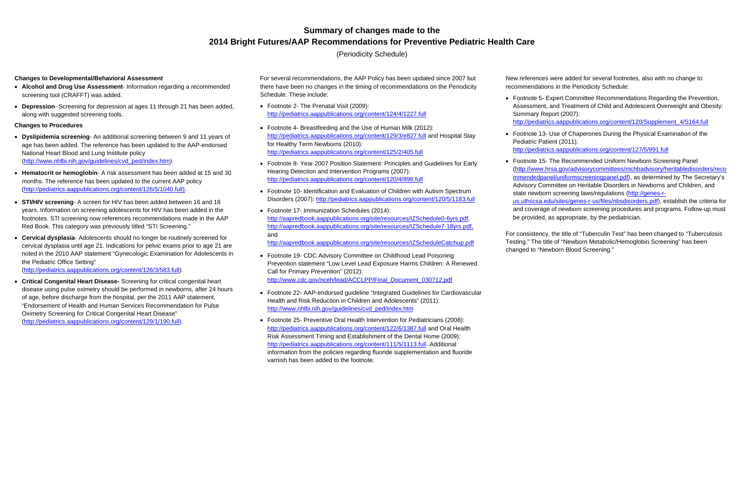# Summary of changes made to the 2014 Bright Futures/AAP Recommendations for Preventive Pediatric Health Care

(Periodicity Schedule)

**Changes to Developmental/Behavioral Assessment**

- **Alcohol and Drug Use Assessment**- Information regarding a recommended screening tool (CRAFFT) was added.
- **Depression**- Screening for depression at ages 11 through 21 has been added, along with suggested screening tools.

**Changes to Procedures**

- **Dyslipidemia screening**- An additional screening between 9 and 11 years of age has been added. The reference has been updated to the AAP-endorsed National Heart Blood and Lung Institute policy (http://www.nhlbi.nih.gov/guidelines/cvd_ped/index.htm).
- **Hematocrit or hemoglobin**- A risk assessment has been added at 15 and 30 months. The reference has been updated to the current AAP policy (http://pediatrics.aappublications.org/content/126/5/1040.full).
- **STI/HIV screening**- A screen for HIV has been added between 16 and 18 years. Information on screening adolescents for HIV has been added in the footnotes. STI screening now references recommendations made in the AAP Red Book. This category was previously titled "STI Screening."
- **Cervical dysplasia**- Adolescents should no longer be routinely screened for cervical dysplasia until age 21. Indications for pelvic exams prior to age 21 are noted in the 2010 AAP statement "Gynecologic Examination for Adolescents in the Pediatric Office Setting" (http://pediatrics.aappublications.org/content/126/3/583.full).
- **Critical Congenital Heart Disease-** Screening for critical congenital heart disease using pulse oximetry should be performed in newborns, after 24 hours of age, before discharge from the hospital, per the 2011 AAP statement, "Endorsement of Health and Human Services Recommendation for Pulse Oximetry Screening for Critical Congenital Heart Disease" (http://pediatrics.aappublications.org/content/129/1/190.full).

For several recommendations, the AAP Policy has been updated since 2007 but there have been no changes in the timing of recommendations on the Periodicity Schedule. These include:

- Footnote 2- The Prenatal Visit (2009): http://pediatrics.aappublications.org/content/124/4/1227.full
- Footnote 4- Breastfeeding and the Use of Human Milk (2012): http://pediatrics.aappublications.org/content/129/3/e827.full and Hospital Stay for Healthy Term Newborns (2010): http://pediatrics.aappublications.org/content/125/2/405.full
- Footnote 8- Year 2007 Position Statement: Principles and Guidelines for Early Hearing Detection and Intervention Programs (2007): http://pediatrics.aappublications.org/content/120/4/898.full
- Footnote 10- Identification and Evaluation of Children with Autism Spectrum Disorders (2007): http://pediatrics.aappublications.org/content/120/5/1183.full
- Footnote 17- Immunization Schedules (2014): http://aapredbook.aappublications.org/site/resources/IZSchedule0-6yrs.pdf, http://aapredbook.aappublications.org/site/resources/IZSchedule7-18yrs.pdf, and http://aapredbook.aappublications.org/site/resources/IZScheduleCatchup.pdf
- Footnote 19- CDC Advisory Committee on Childhood Lead Poisoning Prevention statement "Low Level Lead Exposure Harms Children: A Renewed Call for Primary Prevention" (2012): http://www.cdc.gov/nceh/lead/ACCLPP/Final_Document_030712.pdf
- Footnote 22- AAP-endorsed guideline "Integrated Guidelines for Cardiovascular Health and Risk Reduction in Children and Adolescents" (2011): http://www.nhlbi.nih.gov/guidelines/cvd_ped/index.htm
- Footnote 25- Preventive Oral Health Intervention for Pediatricians (2008): http://pediatrics.aappublications.org/content/122/6/1387.full and Oral Health Risk Assessment Timing and Establishment of the Dental Home (2009): http://pediatrics.aappublications.org/content/111/5/1113.full. Additional information from the policies regarding fluoride supplementation and fluoride varnish has been added to the footnote.

New references were added for several footnotes, also with no change to recommendations in the Periodicity Schedule:

- Footnote 5- Expert Committee Recommendations Regarding the Prevention, Assessment, and Treatment of Child and Adolescent Overweight and Obesity: Summary Report (2007): http://pediatrics.aappublications.org/content/120/Supplement_4/S164.full
- Footnote 13- Use of Chaperones During the Physical Examination of the Pediatric Patient (2011): http://pediatrics.aappublications.org/content/127/5/991.full
- Footnote 15- The Recommended Uniform Newborn Screening Panel (http://www.hrsa.gov/advisorycommittees/mchbadvisory/heritabledisorders/recommendedpanel/uniformscreeningpanel.pdf), as determined by The Secretary's Advisory Committee on Heritable Disorders in Newborns and Children, and state newborn screening laws/regulations (http://genes-r-us.uthscsa.edu/sites/genes-r-us/files/nbsdisorders.pdf), establish the criteria for and coverage of newborn screening procedures and programs. Follow-up must be provided, as appropriate, by the pediatrician.

For consistency, the title of "Tuberculin Test" has been changed to "Tuberculosis Testing." The title of "Newborn Metabolic/Hemoglobin Screening" has been changed to "Newborn Blood Screening."